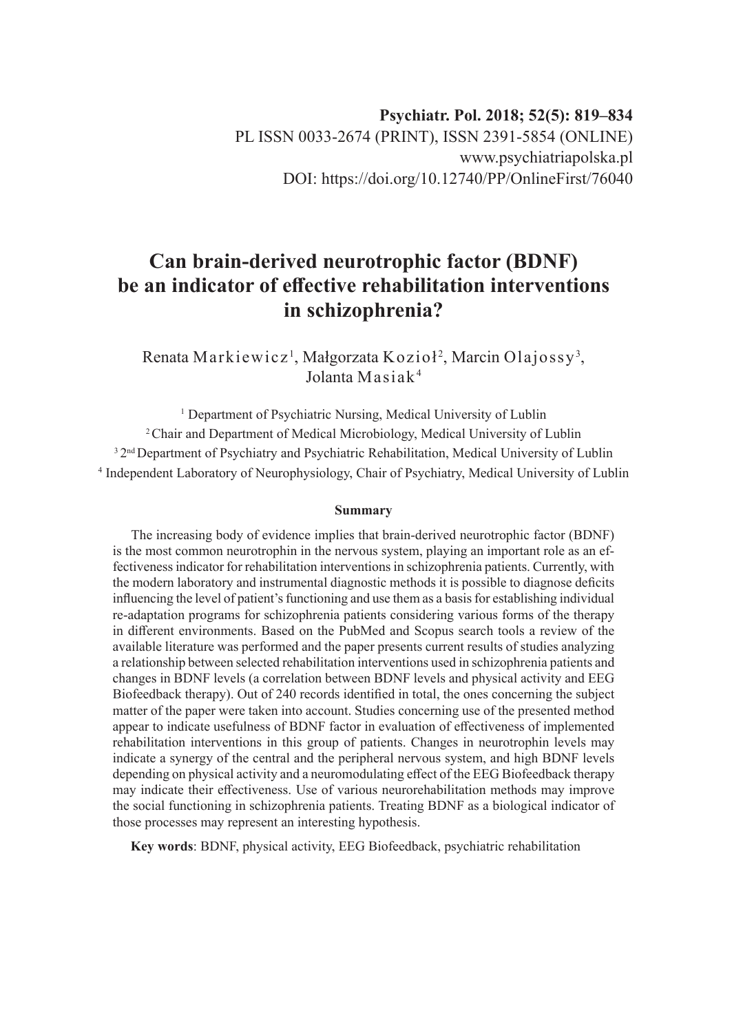**Psychiatr. Pol. 2018; 52(5): 819–834**
PL ISSN 0033-2674 (PRINT), ISSN 2391-5854 (ONLINE)
www.psychiatriapolska.pl
DOI: https://doi.org/10.12740/PP/OnlineFirst/76040

# Can brain-derived neurotrophic factor (BDNF) be an indicator of effective rehabilitation interventions in schizophrenia?

Renata Markiewicz[1], Małgorzata Kozioł[2], Marcin Olajossy[3], Jolanta Masiak[4]

[1] Department of Psychiatric Nursing, Medical University of Lublin
[2] Chair and Department of Medical Microbiology, Medical University of Lublin
[3] 2nd Department of Psychiatry and Psychiatric Rehabilitation, Medical University of Lublin
[4] Independent Laboratory of Neurophysiology, Chair of Psychiatry, Medical University of Lublin

### Summary

The increasing body of evidence implies that brain-derived neurotrophic factor (BDNF) is the most common neurotrophin in the nervous system, playing an important role as an effectiveness indicator for rehabilitation interventions in schizophrenia patients. Currently, with the modern laboratory and instrumental diagnostic methods it is possible to diagnose deficits influencing the level of patient's functioning and use them as a basis for establishing individual re-adaptation programs for schizophrenia patients considering various forms of the therapy in different environments. Based on the PubMed and Scopus search tools a review of the available literature was performed and the paper presents current results of studies analyzing a relationship between selected rehabilitation interventions used in schizophrenia patients and changes in BDNF levels (a correlation between BDNF levels and physical activity and EEG Biofeedback therapy). Out of 240 records identified in total, the ones concerning the subject matter of the paper were taken into account. Studies concerning use of the presented method appear to indicate usefulness of BDNF factor in evaluation of effectiveness of implemented rehabilitation interventions in this group of patients. Changes in neurotrophin levels may indicate a synergy of the central and the peripheral nervous system, and high BDNF levels depending on physical activity and a neuromodulating effect of the EEG Biofeedback therapy may indicate their effectiveness. Use of various neurorehabilitation methods may improve the social functioning in schizophrenia patients. Treating BDNF as a biological indicator of those processes may represent an interesting hypothesis.

**Key words**: BDNF, physical activity, EEG Biofeedback, psychiatric rehabilitation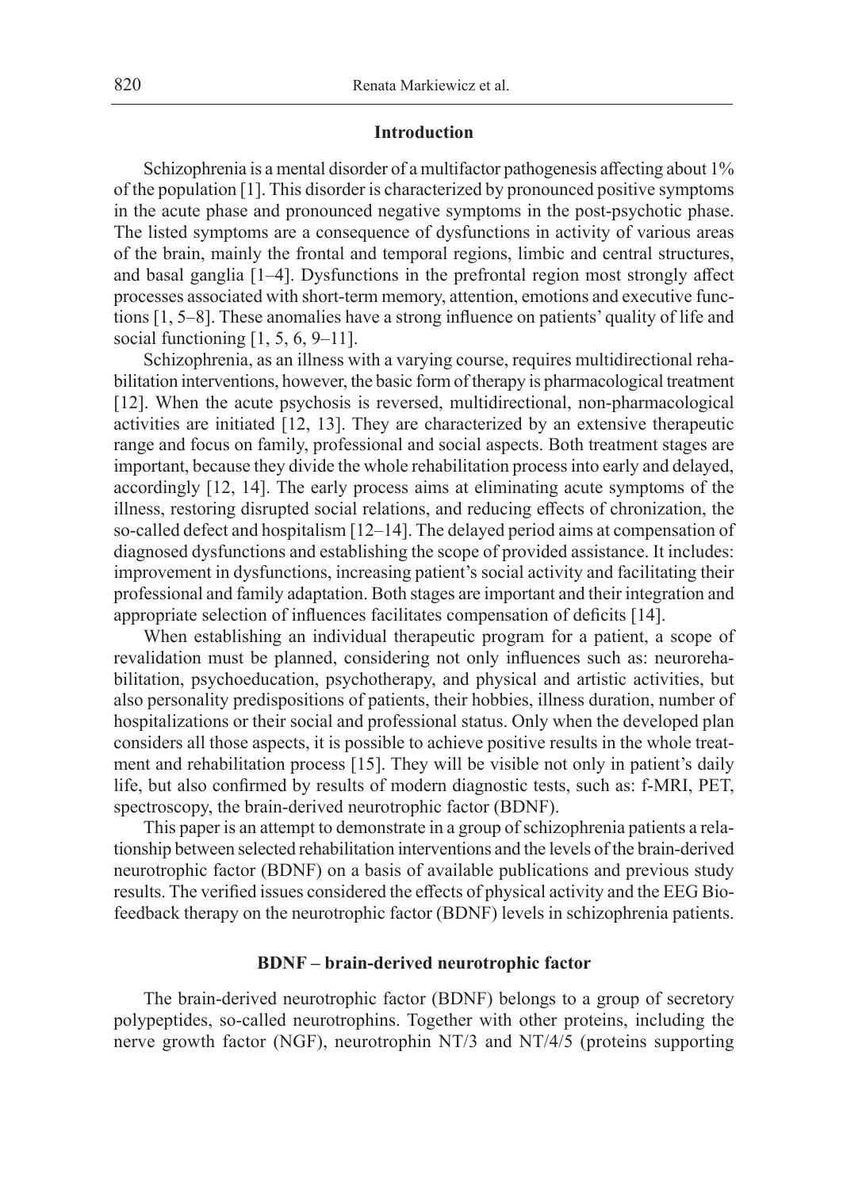## Introduction

Schizophrenia is a mental disorder of a multifactor pathogenesis affecting about 1% of the population [1]. This disorder is characterized by pronounced positive symptoms in the acute phase and pronounced negative symptoms in the post-psychotic phase. The listed symptoms are a consequence of dysfunctions in activity of various areas of the brain, mainly the frontal and temporal regions, limbic and central structures, and basal ganglia [1–4]. Dysfunctions in the prefrontal region most strongly affect processes associated with short-term memory, attention, emotions and executive functions [1, 5–8]. These anomalies have a strong influence on patients' quality of life and social functioning [1, 5, 6, 9–11].

Schizophrenia, as an illness with a varying course, requires multidirectional rehabilitation interventions, however, the basic form of therapy is pharmacological treatment [12]. When the acute psychosis is reversed, multidirectional, non-pharmacological activities are initiated [12, 13]. They are characterized by an extensive therapeutic range and focus on family, professional and social aspects. Both treatment stages are important, because they divide the whole rehabilitation process into early and delayed, accordingly [12, 14]. The early process aims at eliminating acute symptoms of the illness, restoring disrupted social relations, and reducing effects of chronization, the so-called defect and hospitalism [12–14]. The delayed period aims at compensation of diagnosed dysfunctions and establishing the scope of provided assistance. It includes: improvement in dysfunctions, increasing patient's social activity and facilitating their professional and family adaptation. Both stages are important and their integration and appropriate selection of influences facilitates compensation of deficits [14].

When establishing an individual therapeutic program for a patient, a scope of revalidation must be planned, considering not only influences such as: neurorehabilitation, psychoeducation, psychotherapy, and physical and artistic activities, but also personality predispositions of patients, their hobbies, illness duration, number of hospitalizations or their social and professional status. Only when the developed plan considers all those aspects, it is possible to achieve positive results in the whole treatment and rehabilitation process [15]. They will be visible not only in patient's daily life, but also confirmed by results of modern diagnostic tests, such as: f-MRI, PET, spectroscopy, the brain-derived neurotrophic factor (BDNF).

This paper is an attempt to demonstrate in a group of schizophrenia patients a relationship between selected rehabilitation interventions and the levels of the brain-derived neurotrophic factor (BDNF) on a basis of available publications and previous study results. The verified issues considered the effects of physical activity and the EEG Biofeedback therapy on the neurotrophic factor (BDNF) levels in schizophrenia patients.

## BDNF – brain-derived neurotrophic factor

The brain-derived neurotrophic factor (BDNF) belongs to a group of secretory polypeptides, so-called neurotrophins. Together with other proteins, including the nerve growth factor (NGF), neurotrophin NT/3 and NT/4/5 (proteins supporting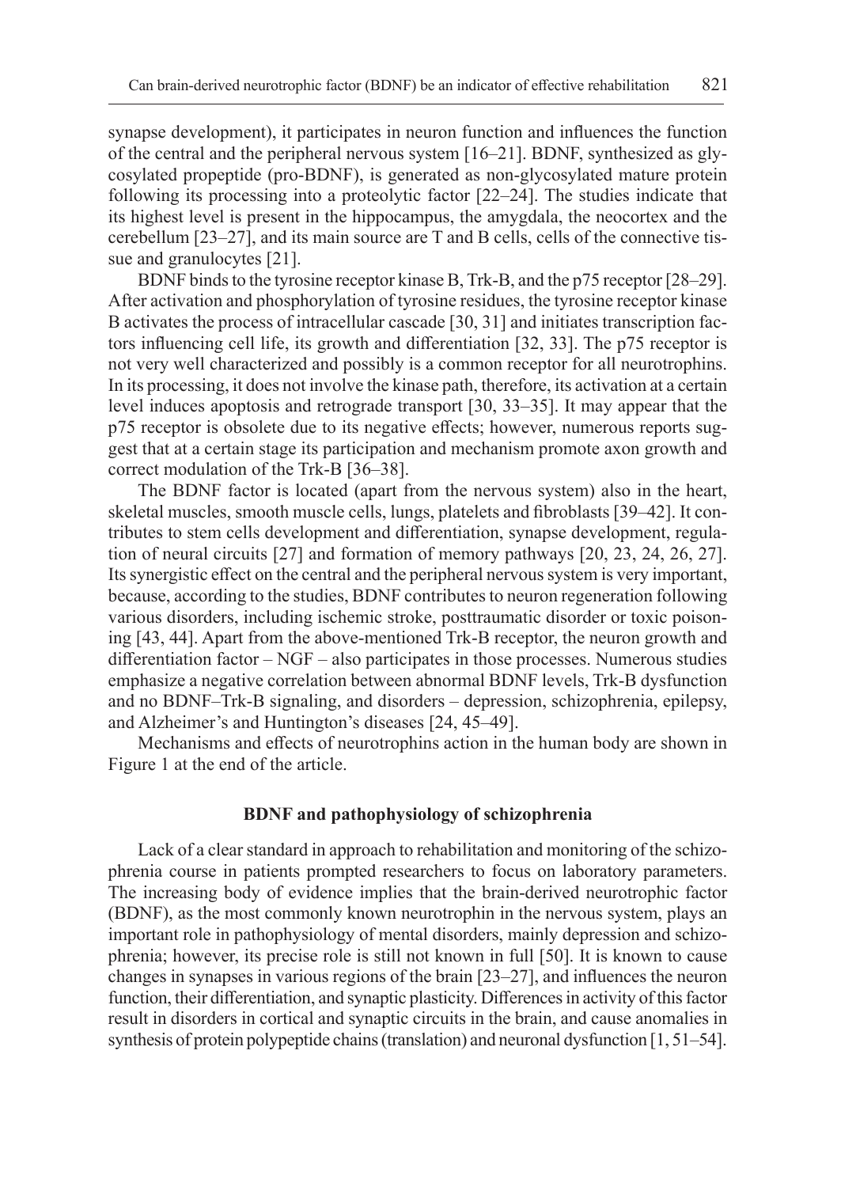synapse development), it participates in neuron function and influences the function of the central and the peripheral nervous system [16–21]. BDNF, synthesized as glycosylated propeptide (pro-BDNF), is generated as non-glycosylated mature protein following its processing into a proteolytic factor [22–24]. The studies indicate that its highest level is present in the hippocampus, the amygdala, the neocortex and the cerebellum [23–27], and its main source are T and B cells, cells of the connective tissue and granulocytes [21].

BDNF binds to the tyrosine receptor kinase B, Trk-B, and the p75 receptor [28–29]. After activation and phosphorylation of tyrosine residues, the tyrosine receptor kinase B activates the process of intracellular cascade [30, 31] and initiates transcription factors influencing cell life, its growth and differentiation [32, 33]. The p75 receptor is not very well characterized and possibly is a common receptor for all neurotrophins. In its processing, it does not involve the kinase path, therefore, its activation at a certain level induces apoptosis and retrograde transport [30, 33–35]. It may appear that the p75 receptor is obsolete due to its negative effects; however, numerous reports suggest that at a certain stage its participation and mechanism promote axon growth and correct modulation of the Trk-B [36–38].

The BDNF factor is located (apart from the nervous system) also in the heart, skeletal muscles, smooth muscle cells, lungs, platelets and fibroblasts [39–42]. It contributes to stem cells development and differentiation, synapse development, regulation of neural circuits [27] and formation of memory pathways [20, 23, 24, 26, 27]. Its synergistic effect on the central and the peripheral nervous system is very important, because, according to the studies, BDNF contributes to neuron regeneration following various disorders, including ischemic stroke, posttraumatic disorder or toxic poisoning [43, 44]. Apart from the above-mentioned Trk-B receptor, the neuron growth and differentiation factor – NGF – also participates in those processes. Numerous studies emphasize a negative correlation between abnormal BDNF levels, Trk-B dysfunction and no BDNF–Trk-B signaling, and disorders – depression, schizophrenia, epilepsy, and Alzheimer's and Huntington's diseases [24, 45–49].

Mechanisms and effects of neurotrophins action in the human body are shown in Figure 1 at the end of the article.

## BDNF and pathophysiology of schizophrenia

Lack of a clear standard in approach to rehabilitation and monitoring of the schizophrenia course in patients prompted researchers to focus on laboratory parameters. The increasing body of evidence implies that the brain-derived neurotrophic factor (BDNF), as the most commonly known neurotrophin in the nervous system, plays an important role in pathophysiology of mental disorders, mainly depression and schizophrenia; however, its precise role is still not known in full [50]. It is known to cause changes in synapses in various regions of the brain [23–27], and influences the neuron function, their differentiation, and synaptic plasticity. Differences in activity of this factor result in disorders in cortical and synaptic circuits in the brain, and cause anomalies in synthesis of protein polypeptide chains (translation) and neuronal dysfunction [1, 51–54].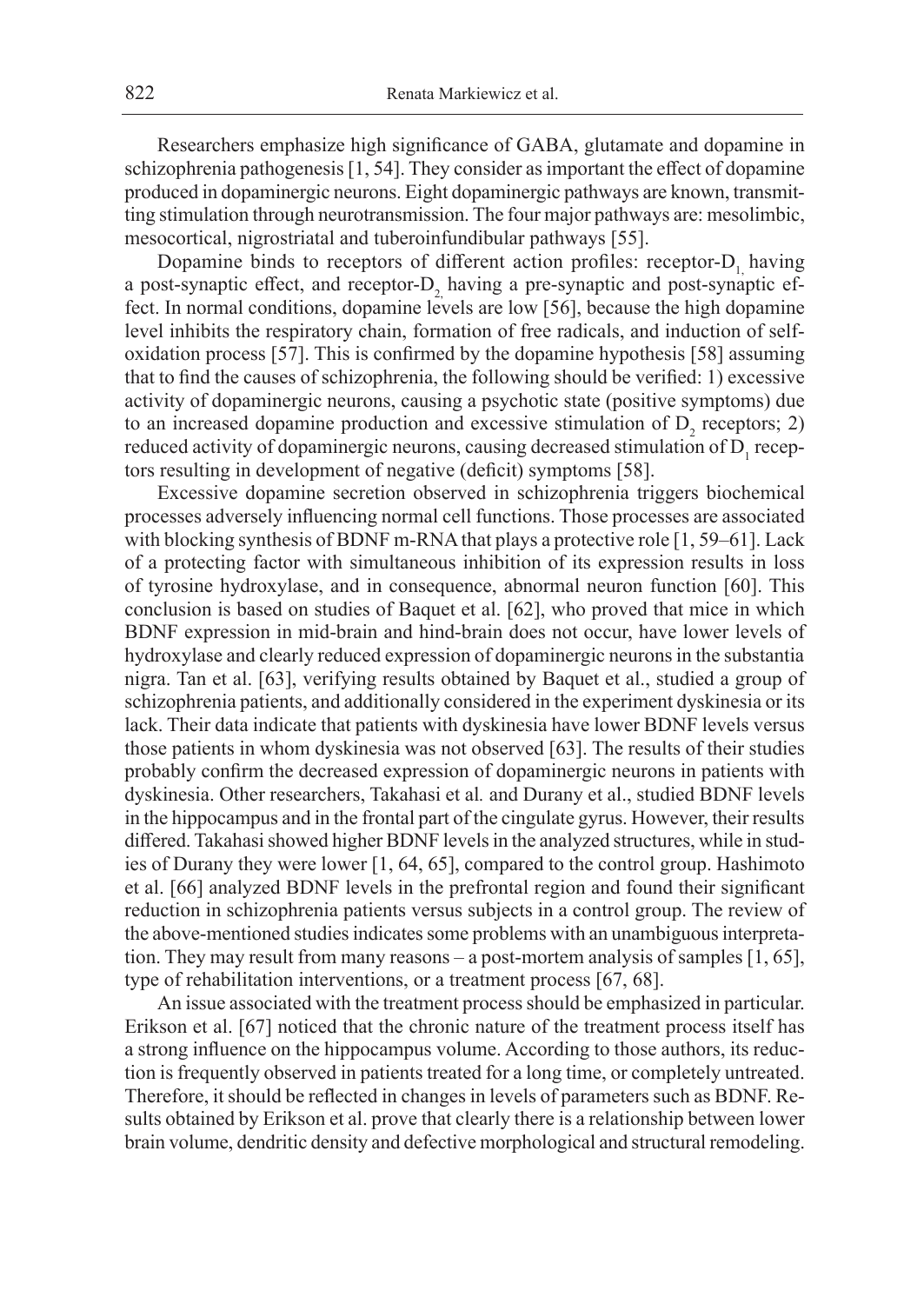Researchers emphasize high significance of GABA, glutamate and dopamine in schizophrenia pathogenesis [1, 54]. They consider as important the effect of dopamine produced in dopaminergic neurons. Eight dopaminergic pathways are known, transmitting stimulation through neurotransmission. The four major pathways are: mesolimbic, mesocortical, nigrostriatal and tuberoinfundibular pathways [55].

Dopamine binds to receptors of different action profiles: receptor-$D_1$ having a post-synaptic effect, and receptor-$D_2$ having a pre-synaptic and post-synaptic effect. In normal conditions, dopamine levels are low [56], because the high dopamine level inhibits the respiratory chain, formation of free radicals, and induction of self-oxidation process [57]. This is confirmed by the dopamine hypothesis [58] assuming that to find the causes of schizophrenia, the following should be verified: 1) excessive activity of dopaminergic neurons, causing a psychotic state (positive symptoms) due to an increased dopamine production and excessive stimulation of $D_2$ receptors; 2) reduced activity of dopaminergic neurons, causing decreased stimulation of $D_1$ receptors resulting in development of negative (deficit) symptoms [58].

Excessive dopamine secretion observed in schizophrenia triggers biochemical processes adversely influencing normal cell functions. Those processes are associated with blocking synthesis of BDNF m-RNA that plays a protective role [1, 59–61]. Lack of a protecting factor with simultaneous inhibition of its expression results in loss of tyrosine hydroxylase, and in consequence, abnormal neuron function [60]. This conclusion is based on studies of Baquet et al. [62], who proved that mice in which BDNF expression in mid-brain and hind-brain does not occur, have lower levels of hydroxylase and clearly reduced expression of dopaminergic neurons in the substantia nigra. Tan et al. [63], verifying results obtained by Baquet et al., studied a group of schizophrenia patients, and additionally considered in the experiment dyskinesia or its lack. Their data indicate that patients with dyskinesia have lower BDNF levels versus those patients in whom dyskinesia was not observed [63]. The results of their studies probably confirm the decreased expression of dopaminergic neurons in patients with dyskinesia. Other researchers, Takahasi et al*.* and Durany et al., studied BDNF levels in the hippocampus and in the frontal part of the cingulate gyrus. However, their results differed. Takahasi showed higher BDNF levels in the analyzed structures, while in studies of Durany they were lower [1, 64, 65], compared to the control group. Hashimoto et al. [66] analyzed BDNF levels in the prefrontal region and found their significant reduction in schizophrenia patients versus subjects in a control group. The review of the above-mentioned studies indicates some problems with an unambiguous interpretation. They may result from many reasons – a post-mortem analysis of samples [1, 65], type of rehabilitation interventions, or a treatment process [67, 68].

An issue associated with the treatment process should be emphasized in particular. Erikson et al. [67] noticed that the chronic nature of the treatment process itself has a strong influence on the hippocampus volume. According to those authors, its reduction is frequently observed in patients treated for a long time, or completely untreated. Therefore, it should be reflected in changes in levels of parameters such as BDNF. Results obtained by Erikson et al. prove that clearly there is a relationship between lower brain volume, dendritic density and defective morphological and structural remodeling.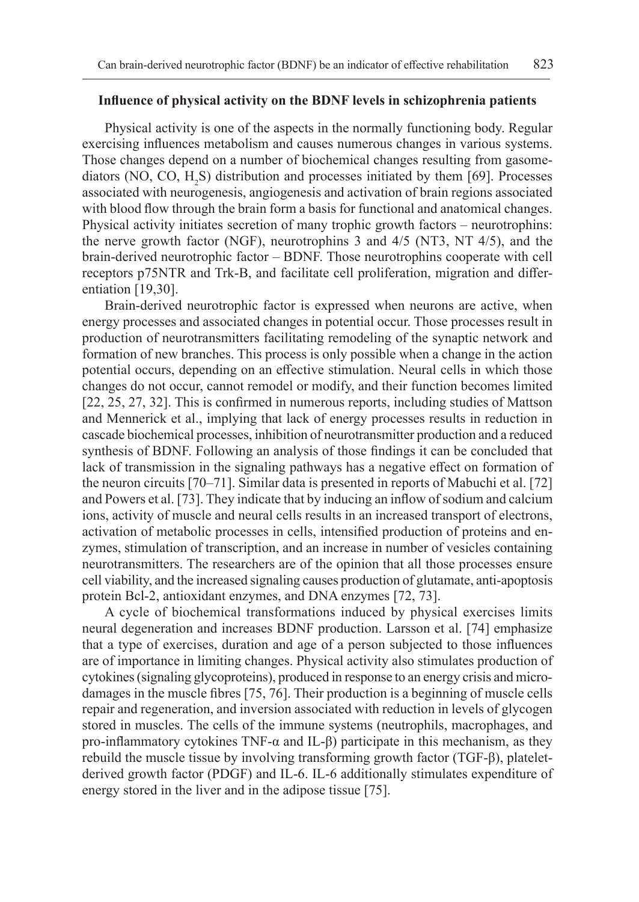### Influence of physical activity on the BDNF levels in schizophrenia patients

Physical activity is one of the aspects in the normally functioning body. Regular exercising influences metabolism and causes numerous changes in various systems. Those changes depend on a number of biochemical changes resulting from gasomediators (NO, CO, $H_2S$) distribution and processes initiated by them [69]. Processes associated with neurogenesis, angiogenesis and activation of brain regions associated with blood flow through the brain form a basis for functional and anatomical changes. Physical activity initiates secretion of many trophic growth factors – neurotrophins: the nerve growth factor (NGF), neurotrophins 3 and 4/5 (NT3, NT 4/5), and the brain-derived neurotrophic factor – BDNF. Those neurotrophins cooperate with cell receptors p75NTR and Trk-B, and facilitate cell proliferation, migration and differentiation [19,30].

Brain-derived neurotrophic factor is expressed when neurons are active, when energy processes and associated changes in potential occur. Those processes result in production of neurotransmitters facilitating remodeling of the synaptic network and formation of new branches. This process is only possible when a change in the action potential occurs, depending on an effective stimulation. Neural cells in which those changes do not occur, cannot remodel or modify, and their function becomes limited [22, 25, 27, 32]. This is confirmed in numerous reports, including studies of Mattson and Mennerick et al., implying that lack of energy processes results in reduction in cascade biochemical processes, inhibition of neurotransmitter production and a reduced synthesis of BDNF. Following an analysis of those findings it can be concluded that lack of transmission in the signaling pathways has a negative effect on formation of the neuron circuits [70–71]. Similar data is presented in reports of Mabuchi et al. [72] and Powers et al. [73]. They indicate that by inducing an inflow of sodium and calcium ions, activity of muscle and neural cells results in an increased transport of electrons, activation of metabolic processes in cells, intensified production of proteins and enzymes, stimulation of transcription, and an increase in number of vesicles containing neurotransmitters. The researchers are of the opinion that all those processes ensure cell viability, and the increased signaling causes production of glutamate, anti-apoptosis protein Bcl-2, antioxidant enzymes, and DNA enzymes [72, 73].

A cycle of biochemical transformations induced by physical exercises limits neural degeneration and increases BDNF production. Larsson et al. [74] emphasize that a type of exercises, duration and age of a person subjected to those influences are of importance in limiting changes. Physical activity also stimulates production of cytokines (signaling glycoproteins), produced in response to an energy crisis and micro-damages in the muscle fibres [75, 76]. Their production is a beginning of muscle cells repair and regeneration, and inversion associated with reduction in levels of glycogen stored in muscles. The cells of the immune systems (neutrophils, macrophages, and pro-inflammatory cytokines TNF-α and IL-β) participate in this mechanism, as they rebuild the muscle tissue by involving transforming growth factor (TGF-β), platelet-derived growth factor (PDGF) and IL-6. IL-6 additionally stimulates expenditure of energy stored in the liver and in the adipose tissue [75].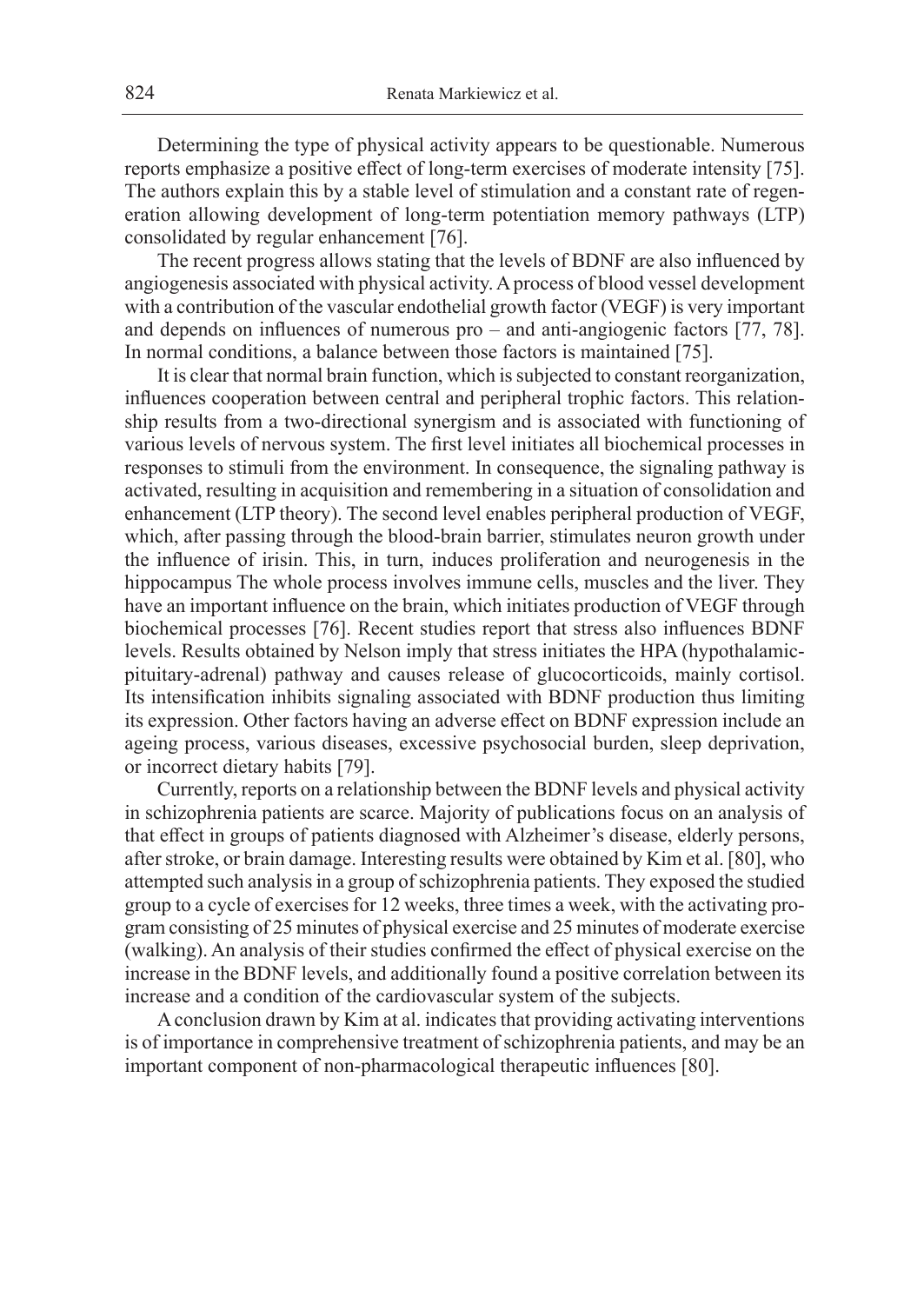Determining the type of physical activity appears to be questionable. Numerous reports emphasize a positive effect of long-term exercises of moderate intensity [75]. The authors explain this by a stable level of stimulation and a constant rate of regeneration allowing development of long-term potentiation memory pathways (LTP) consolidated by regular enhancement [76].

The recent progress allows stating that the levels of BDNF are also influenced by angiogenesis associated with physical activity. A process of blood vessel development with a contribution of the vascular endothelial growth factor (VEGF) is very important and depends on influences of numerous pro – and anti-angiogenic factors [77, 78]. In normal conditions, a balance between those factors is maintained [75].

It is clear that normal brain function, which is subjected to constant reorganization, influences cooperation between central and peripheral trophic factors. This relationship results from a two-directional synergism and is associated with functioning of various levels of nervous system. The first level initiates all biochemical processes in responses to stimuli from the environment. In consequence, the signaling pathway is activated, resulting in acquisition and remembering in a situation of consolidation and enhancement (LTP theory). The second level enables peripheral production of VEGF, which, after passing through the blood-brain barrier, stimulates neuron growth under the influence of irisin. This, in turn, induces proliferation and neurogenesis in the hippocampus The whole process involves immune cells, muscles and the liver. They have an important influence on the brain, which initiates production of VEGF through biochemical processes [76]. Recent studies report that stress also influences BDNF levels. Results obtained by Nelson imply that stress initiates the HPA (hypothalamic-pituitary-adrenal) pathway and causes release of glucocorticoids, mainly cortisol. Its intensification inhibits signaling associated with BDNF production thus limiting its expression. Other factors having an adverse effect on BDNF expression include an ageing process, various diseases, excessive psychosocial burden, sleep deprivation, or incorrect dietary habits [79].

Currently, reports on a relationship between the BDNF levels and physical activity in schizophrenia patients are scarce. Majority of publications focus on an analysis of that effect in groups of patients diagnosed with Alzheimer's disease, elderly persons, after stroke, or brain damage. Interesting results were obtained by Kim et al. [80], who attempted such analysis in a group of schizophrenia patients. They exposed the studied group to a cycle of exercises for 12 weeks, three times a week, with the activating program consisting of 25 minutes of physical exercise and 25 minutes of moderate exercise (walking). An analysis of their studies confirmed the effect of physical exercise on the increase in the BDNF levels, and additionally found a positive correlation between its increase and a condition of the cardiovascular system of the subjects.

A conclusion drawn by Kim at al. indicates that providing activating interventions is of importance in comprehensive treatment of schizophrenia patients, and may be an important component of non-pharmacological therapeutic influences [80].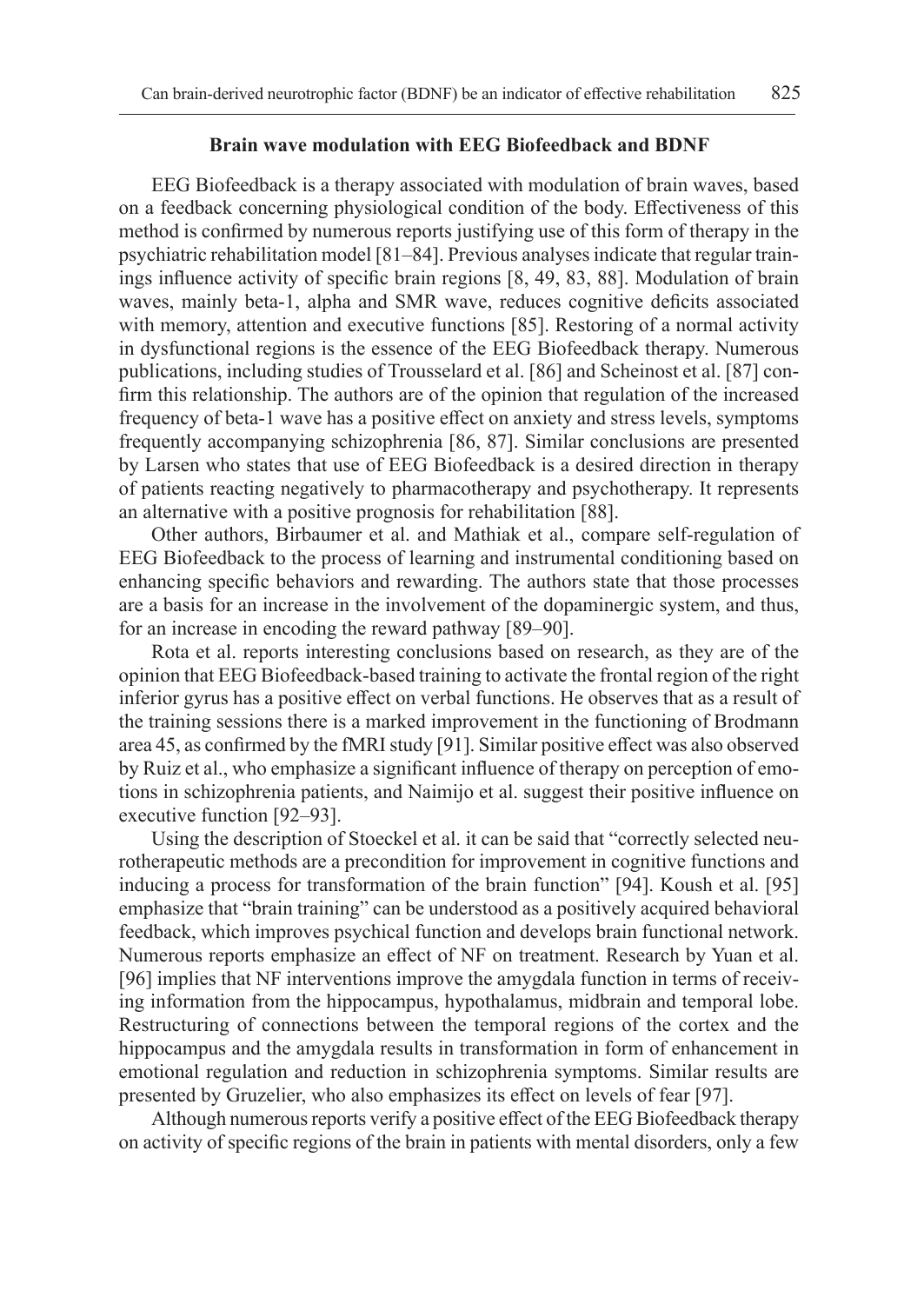### Brain wave modulation with EEG Biofeedback and BDNF

EEG Biofeedback is a therapy associated with modulation of brain waves, based on a feedback concerning physiological condition of the body. Effectiveness of this method is confirmed by numerous reports justifying use of this form of therapy in the psychiatric rehabilitation model [81–84]. Previous analyses indicate that regular trainings influence activity of specific brain regions [8, 49, 83, 88]. Modulation of brain waves, mainly beta-1, alpha and SMR wave, reduces cognitive deficits associated with memory, attention and executive functions [85]. Restoring of a normal activity in dysfunctional regions is the essence of the EEG Biofeedback therapy. Numerous publications, including studies of Trousselard et al. [86] and Scheinost et al. [87] confirm this relationship. The authors are of the opinion that regulation of the increased frequency of beta-1 wave has a positive effect on anxiety and stress levels, symptoms frequently accompanying schizophrenia [86, 87]. Similar conclusions are presented by Larsen who states that use of EEG Biofeedback is a desired direction in therapy of patients reacting negatively to pharmacotherapy and psychotherapy. It represents an alternative with a positive prognosis for rehabilitation [88].

Other authors, Birbaumer et al. and Mathiak et al., compare self-regulation of EEG Biofeedback to the process of learning and instrumental conditioning based on enhancing specific behaviors and rewarding. The authors state that those processes are a basis for an increase in the involvement of the dopaminergic system, and thus, for an increase in encoding the reward pathway [89–90].

Rota et al. reports interesting conclusions based on research, as they are of the opinion that EEG Biofeedback-based training to activate the frontal region of the right inferior gyrus has a positive effect on verbal functions. He observes that as a result of the training sessions there is a marked improvement in the functioning of Brodmann area 45, as confirmed by the fMRI study [91]. Similar positive effect was also observed by Ruiz et al., who emphasize a significant influence of therapy on perception of emotions in schizophrenia patients, and Naimijo et al. suggest their positive influence on executive function [92–93].

Using the description of Stoeckel et al. it can be said that "correctly selected neurotherapeutic methods are a precondition for improvement in cognitive functions and inducing a process for transformation of the brain function" [94]. Koush et al. [95] emphasize that "brain training" can be understood as a positively acquired behavioral feedback, which improves psychical function and develops brain functional network. Numerous reports emphasize an effect of NF on treatment. Research by Yuan et al. [96] implies that NF interventions improve the amygdala function in terms of receiving information from the hippocampus, hypothalamus, midbrain and temporal lobe. Restructuring of connections between the temporal regions of the cortex and the hippocampus and the amygdala results in transformation in form of enhancement in emotional regulation and reduction in schizophrenia symptoms. Similar results are presented by Gruzelier, who also emphasizes its effect on levels of fear [97].

Although numerous reports verify a positive effect of the EEG Biofeedback therapy on activity of specific regions of the brain in patients with mental disorders, only a few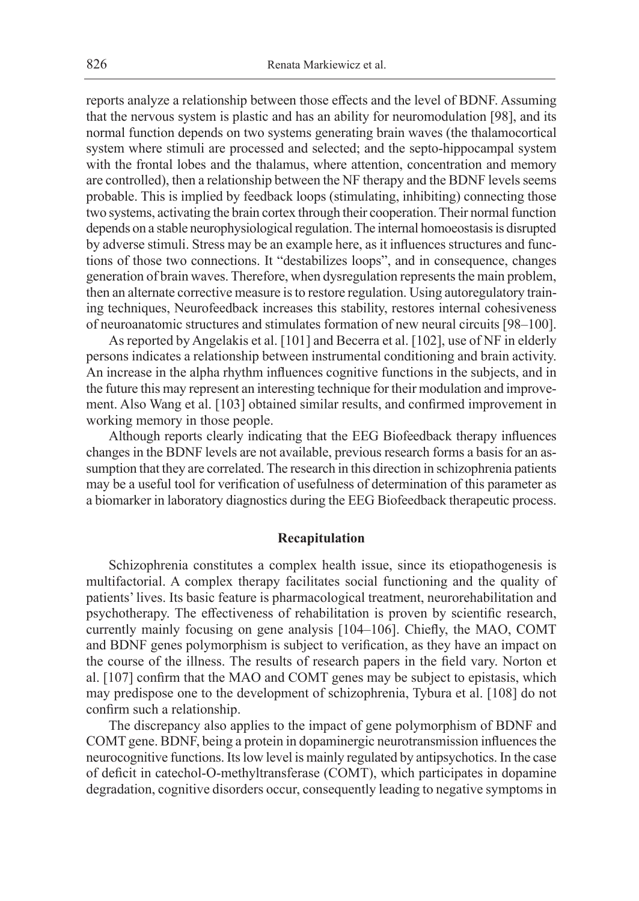reports analyze a relationship between those effects and the level of BDNF. Assuming that the nervous system is plastic and has an ability for neuromodulation [98], and its normal function depends on two systems generating brain waves (the thalamocortical system where stimuli are processed and selected; and the septo-hippocampal system with the frontal lobes and the thalamus, where attention, concentration and memory are controlled), then a relationship between the NF therapy and the BDNF levels seems probable. This is implied by feedback loops (stimulating, inhibiting) connecting those two systems, activating the brain cortex through their cooperation. Their normal function depends on a stable neurophysiological regulation. The internal homoeostasis is disrupted by adverse stimuli. Stress may be an example here, as it influences structures and functions of those two connections. It "destabilizes loops", and in consequence, changes generation of brain waves. Therefore, when dysregulation represents the main problem, then an alternate corrective measure is to restore regulation. Using autoregulatory training techniques, Neurofeedback increases this stability, restores internal cohesiveness of neuroanatomic structures and stimulates formation of new neural circuits [98–100].

As reported by Angelakis et al. [101] and Becerra et al. [102], use of NF in elderly persons indicates a relationship between instrumental conditioning and brain activity. An increase in the alpha rhythm influences cognitive functions in the subjects, and in the future this may represent an interesting technique for their modulation and improvement. Also Wang et al. [103] obtained similar results, and confirmed improvement in working memory in those people.

Although reports clearly indicating that the EEG Biofeedback therapy influences changes in the BDNF levels are not available, previous research forms a basis for an assumption that they are correlated. The research in this direction in schizophrenia patients may be a useful tool for verification of usefulness of determination of this parameter as a biomarker in laboratory diagnostics during the EEG Biofeedback therapeutic process.

## Recapitulation

Schizophrenia constitutes a complex health issue, since its etiopathogenesis is multifactorial. A complex therapy facilitates social functioning and the quality of patients' lives. Its basic feature is pharmacological treatment, neurorehabilitation and psychotherapy. The effectiveness of rehabilitation is proven by scientific research, currently mainly focusing on gene analysis [104–106]. Chiefly, the MAO, COMT and BDNF genes polymorphism is subject to verification, as they have an impact on the course of the illness. The results of research papers in the field vary. Norton et al. [107] confirm that the MAO and COMT genes may be subject to epistasis, which may predispose one to the development of schizophrenia, Tybura et al. [108] do not confirm such a relationship.

The discrepancy also applies to the impact of gene polymorphism of BDNF and COMT gene. BDNF, being a protein in dopaminergic neurotransmission influences the neurocognitive functions. Its low level is mainly regulated by antipsychotics. In the case of deficit in catechol-O-methyltransferase (COMT), which participates in dopamine degradation, cognitive disorders occur, consequently leading to negative symptoms in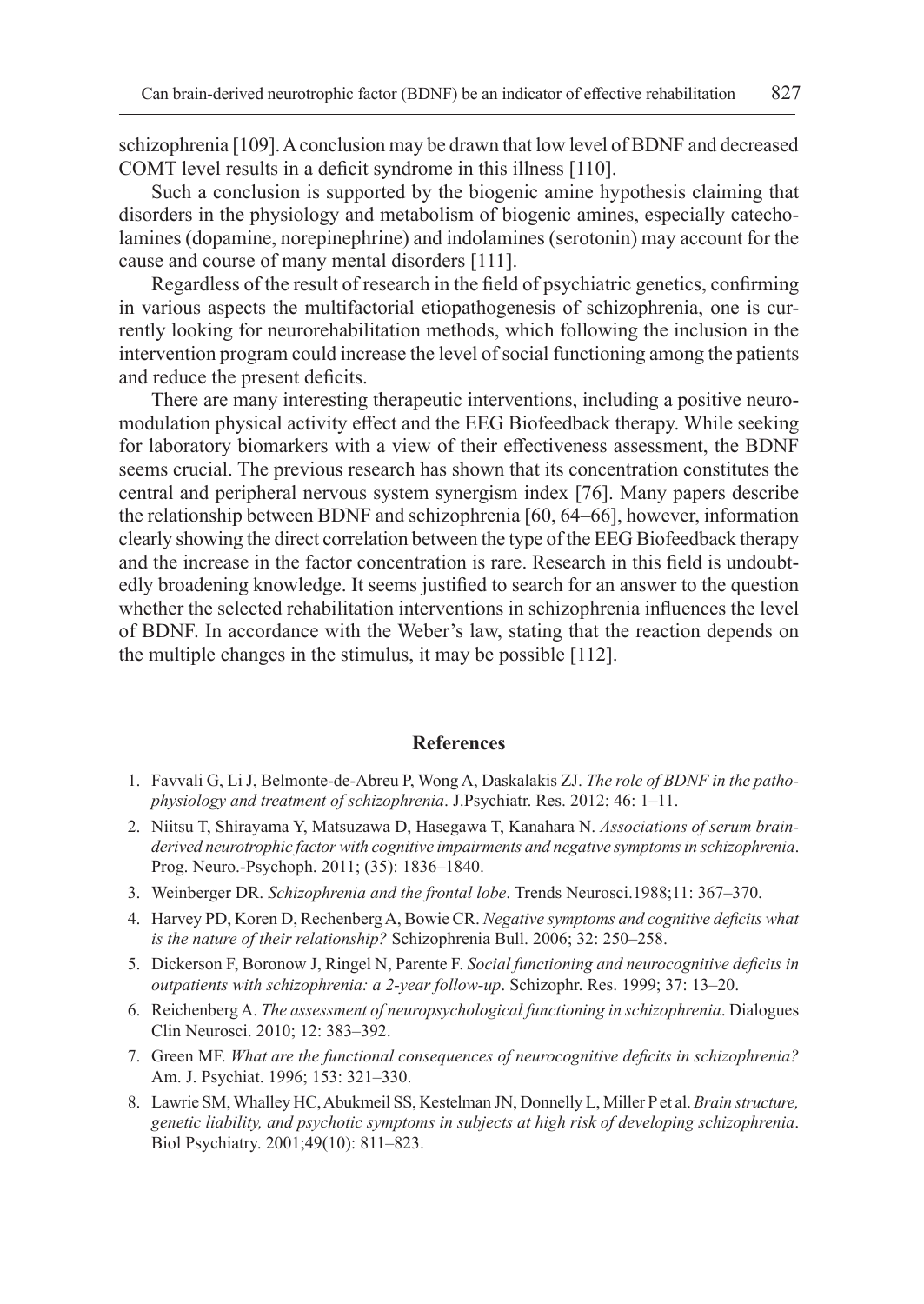schizophrenia [109]. A conclusion may be drawn that low level of BDNF and decreased COMT level results in a deficit syndrome in this illness [110].

Such a conclusion is supported by the biogenic amine hypothesis claiming that disorders in the physiology and metabolism of biogenic amines, especially catecholamines (dopamine, norepinephrine) and indolamines (serotonin) may account for the cause and course of many mental disorders [111].

Regardless of the result of research in the field of psychiatric genetics, confirming in various aspects the multifactorial etiopathogenesis of schizophrenia, one is currently looking for neurorehabilitation methods, which following the inclusion in the intervention program could increase the level of social functioning among the patients and reduce the present deficits.

There are many interesting therapeutic interventions, including a positive neuromodulation physical activity effect and the EEG Biofeedback therapy. While seeking for laboratory biomarkers with a view of their effectiveness assessment, the BDNF seems crucial. The previous research has shown that its concentration constitutes the central and peripheral nervous system synergism index [76]. Many papers describe the relationship between BDNF and schizophrenia [60, 64–66], however, information clearly showing the direct correlation between the type of the EEG Biofeedback therapy and the increase in the factor concentration is rare. Research in this field is undoubtedly broadening knowledge. It seems justified to search for an answer to the question whether the selected rehabilitation interventions in schizophrenia influences the level of BDNF. In accordance with the Weber's law, stating that the reaction depends on the multiple changes in the stimulus, it may be possible [112].

## References

1. Favvali G, Li J, Belmonte-de-Abreu P, Wong A, Daskalakis ZJ. *The role of BDNF in the pathophysiology and treatment of schizophrenia*. J.Psychiatr. Res. 2012; 46: 1–11.
2. Niitsu T, Shirayama Y, Matsuzawa D, Hasegawa T, Kanahara N. *Associations of serum brain-derived neurotrophic factor with cognitive impairments and negative symptoms in schizophrenia*. Prog. Neuro.-Psychoph. 2011; (35): 1836–1840.
3. Weinberger DR. *Schizophrenia and the frontal lobe*. Trends Neurosci.1988;11: 367–370.
4. Harvey PD, Koren D, Rechenberg A, Bowie CR. *Negative symptoms and cognitive deficits what is the nature of their relationship?* Schizophrenia Bull. 2006; 32: 250–258.
5. Dickerson F, Boronow J, Ringel N, Parente F. *Social functioning and neurocognitive deficits in outpatients with schizophrenia: a 2-year follow-up*. Schizophr. Res. 1999; 37: 13–20.
6. Reichenberg A. *The assessment of neuropsychological functioning in schizophrenia*. Dialogues Clin Neurosci. 2010; 12: 383–392.
7. Green MF. *What are the functional consequences of neurocognitive deficits in schizophrenia?* Am. J. Psychiat. 1996; 153: 321–330.
8. Lawrie SM, Whalley HC, Abukmeil SS, Kestelman JN, Donnelly L, Miller P et al. *Brain structure, genetic liability, and psychotic symptoms in subjects at high risk of developing schizophrenia*. Biol Psychiatry. 2001;49(10): 811–823.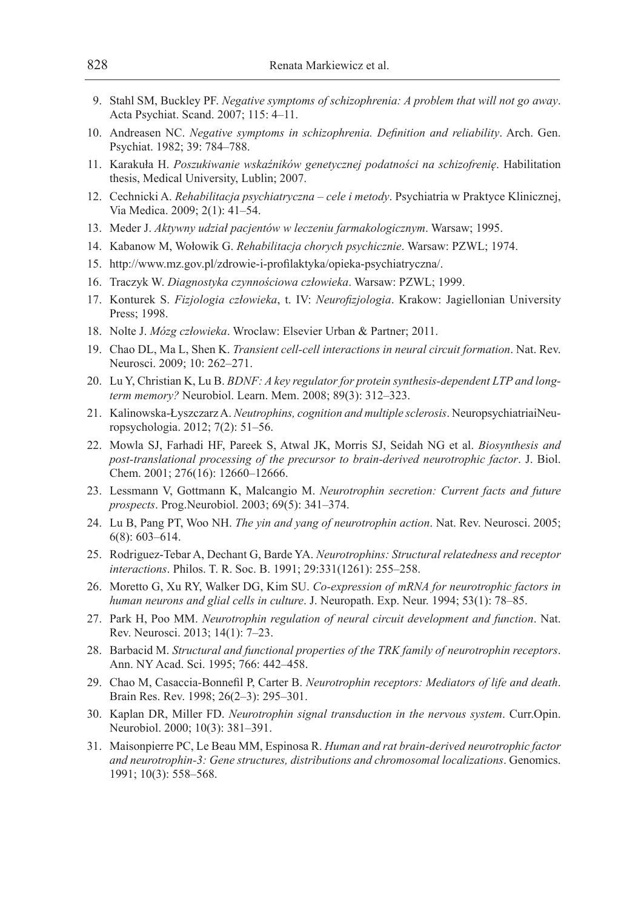9. Stahl SM, Buckley PF. *Negative symptoms of schizophrenia: A problem that will not go away*. Acta Psychiat. Scand. 2007; 115: 4–11.
10. Andreasen NC. *Negative symptoms in schizophrenia. Definition and reliability*. Arch. Gen. Psychiat. 1982; 39: 784–788.
11. Karakuła H. *Poszukiwanie wskaźników genetycznej podatności na schizofrenię*. Habilitation thesis, Medical University, Lublin; 2007.
12. Cechnicki A. *Rehabilitacja psychiatryczna – cele i metody*. Psychiatria w Praktyce Klinicznej, Via Medica. 2009; 2(1): 41–54.
13. Meder J. *Aktywny udział pacjentów w leczeniu farmakologicznym*. Warsaw; 1995.
14. Kabanow M, Wołowik G. *Rehabilitacja chorych psychicznie*. Warsaw: PZWL; 1974.
15. http://www.mz.gov.pl/zdrowie-i-profilaktyka/opieka-psychiatryczna/.
16. Traczyk W. *Diagnostyka czynnościowa człowieka*. Warsaw: PZWL; 1999.
17. Konturek S. *Fizjologia człowieka*, t. IV: *Neurofizjologia*. Krakow: Jagiellonian University Press; 1998.
18. Nolte J. *Mózg człowieka*. Wroclaw: Elsevier Urban & Partner; 2011.
19. Chao DL, Ma L, Shen K. *Transient cell-cell interactions in neural circuit formation*. Nat. Rev. Neurosci. 2009; 10: 262–271.
20. Lu Y, Christian K, Lu B. *BDNF: A key regulator for protein synthesis-dependent LTP and long-term memory?* Neurobiol. Learn. Mem. 2008; 89(3): 312–323.
21. Kalinowska-Łyszczarz A. *Neutrophins, cognition and multiple sclerosis*. NeuropsychiatriaiNeuropsychologia. 2012; 7(2): 51–56.
22. Mowla SJ, Farhadi HF, Pareek S, Atwal JK, Morris SJ, Seidah NG et al. *Biosynthesis and post-translational processing of the precursor to brain-derived neurotrophic factor*. J. Biol. Chem. 2001; 276(16): 12660–12666.
23. Lessmann V, Gottmann K, Malcangio M. *Neurotrophin secretion: Current facts and future prospects*. Prog.Neurobiol. 2003; 69(5): 341–374.
24. Lu B, Pang PT, Woo NH. *The yin and yang of neurotrophin action*. Nat. Rev. Neurosci. 2005; 6(8): 603–614.
25. Rodriguez-Tebar A, Dechant G, Barde YA. *Neurotrophins: Structural relatedness and receptor interactions*. Philos. T. R. Soc. B. 1991; 29:331(1261): 255–258.
26. Moretto G, Xu RY, Walker DG, Kim SU. *Co-expression of mRNA for neurotrophic factors in human neurons and glial cells in culture*. J. Neuropath. Exp. Neur. 1994; 53(1): 78–85.
27. Park H, Poo MM. *Neurotrophin regulation of neural circuit development and function*. Nat. Rev. Neurosci. 2013; 14(1): 7–23.
28. Barbacid M. *Structural and functional properties of the TRK family of neurotrophin receptors*. Ann. NY Acad. Sci. 1995; 766: 442–458.
29. Chao M, Casaccia-Bonnefil P, Carter B. *Neurotrophin receptors: Mediators of life and death*. Brain Res. Rev. 1998; 26(2–3): 295–301.
30. Kaplan DR, Miller FD. *Neurotrophin signal transduction in the nervous system*. Curr.Opin. Neurobiol. 2000; 10(3): 381–391.
31. Maisonpierre PC, Le Beau MM, Espinosa R. *Human and rat brain-derived neurotrophic factor and neurotrophin-3: Gene structures, distributions and chromosomal localizations*. Genomics. 1991; 10(3): 558–568.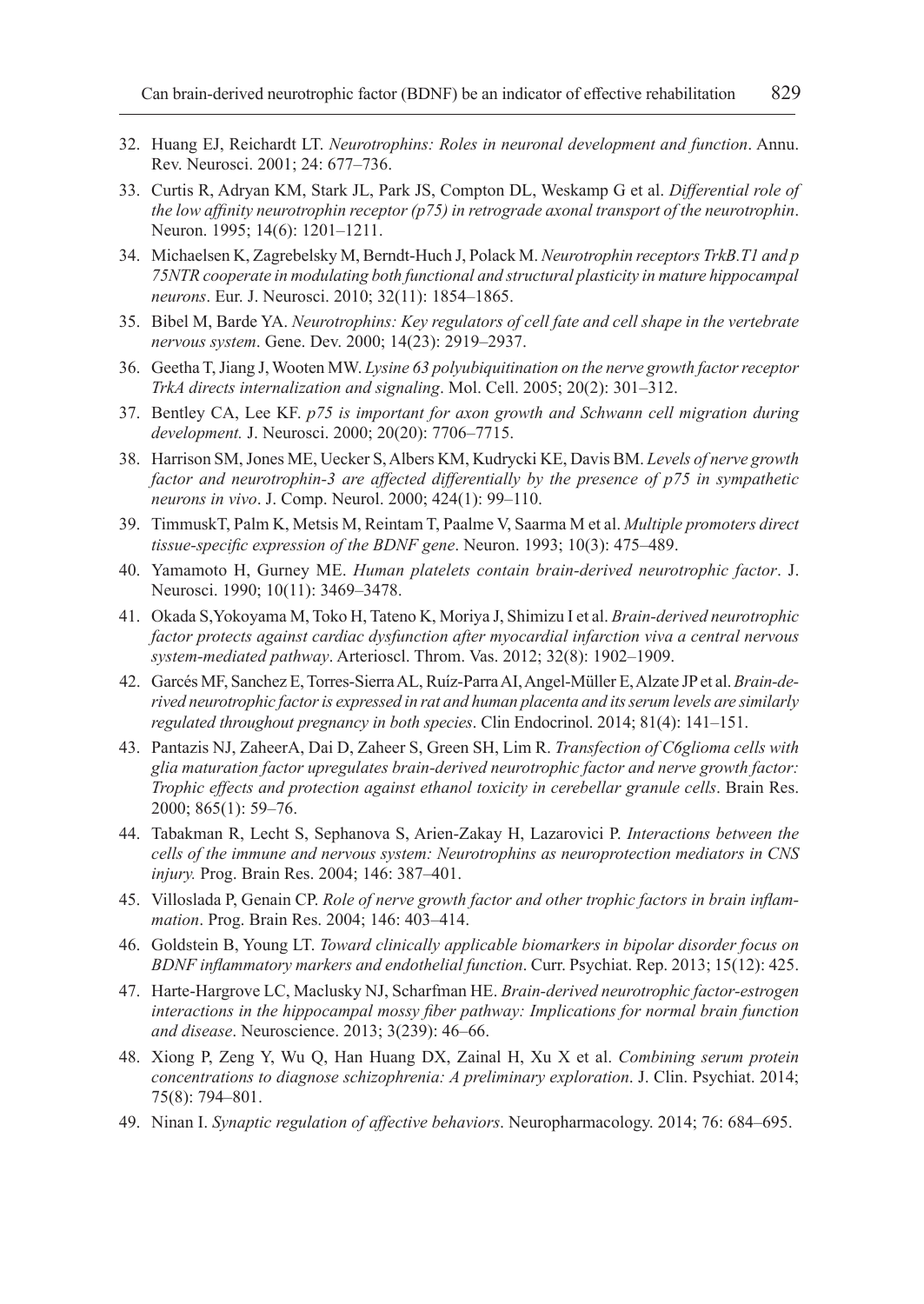32. Huang EJ, Reichardt LT. *Neurotrophins: Roles in neuronal development and function*. Annu. Rev. Neurosci. 2001; 24: 677–736.
33. Curtis R, Adryan KM, Stark JL, Park JS, Compton DL, Weskamp G et al. *Differential role of the low affinity neurotrophin receptor (p75) in retrograde axonal transport of the neurotrophin*. Neuron. 1995; 14(6): 1201–1211.
34. Michaelsen K, Zagrebelsky M, Berndt-Huch J, Polack M. *Neurotrophin receptors TrkB.T1 and p 75NTR cooperate in modulating both functional and structural plasticity in mature hippocampal neurons*. Eur. J. Neurosci. 2010; 32(11): 1854–1865.
35. Bibel M, Barde YA. *Neurotrophins: Key regulators of cell fate and cell shape in the vertebrate nervous system*. Gene. Dev. 2000; 14(23): 2919–2937.
36. Geetha T, Jiang J, Wooten MW. *Lysine 63 polyubiquitination on the nerve growth factor receptor TrkA directs internalization and signaling*. Mol. Cell. 2005; 20(2): 301–312.
37. Bentley CA, Lee KF. *p75 is important for axon growth and Schwann cell migration during development.* J. Neurosci. 2000; 20(20): 7706–7715.
38. Harrison SM, Jones ME, Uecker S, Albers KM, Kudrycki KE, Davis BM. *Levels of nerve growth factor and neurotrophin-3 are affected differentially by the presence of p75 in sympathetic neurons in vivo*. J. Comp. Neurol. 2000; 424(1): 99–110.
39. TimmuskT, Palm K, Metsis M, Reintam T, Paalme V, Saarma M et al. *Multiple promoters direct tissue-specific expression of the BDNF gene*. Neuron. 1993; 10(3): 475–489.
40. Yamamoto H, Gurney ME. *Human platelets contain brain-derived neurotrophic factor*. J. Neurosci. 1990; 10(11): 3469–3478.
41. Okada S,Yokoyama M, Toko H, Tateno K, Moriya J, Shimizu I et al. *Brain-derived neurotrophic factor protects against cardiac dysfunction after myocardial infarction viva a central nervous system-mediated pathway*. Arterioscl. Throm. Vas. 2012; 32(8): 1902–1909.
42. Garcés MF, Sanchez E, Torres-Sierra AL, Ruíz-Parra AI, Angel-Müller E, Alzate JP et al. *Brain-derived neurotrophic factor is expressed in rat and human placenta and its serum levels are similarly regulated throughout pregnancy in both species*. Clin Endocrinol. 2014; 81(4): 141–151.
43. Pantazis NJ, ZaheerA, Dai D, Zaheer S, Green SH, Lim R. *Transfection of C6glioma cells with glia maturation factor upregulates brain-derived neurotrophic factor and nerve growth factor: Trophic effects and protection against ethanol toxicity in cerebellar granule cells*. Brain Res. 2000; 865(1): 59–76.
44. Tabakman R, Lecht S, Sephanova S, Arien-Zakay H, Lazarovici P. *Interactions between the cells of the immune and nervous system: Neurotrophins as neuroprotection mediators in CNS injury.* Prog. Brain Res. 2004; 146: 387–401.
45. Villoslada P, Genain CP. *Role of nerve growth factor and other trophic factors in brain inflammation*. Prog. Brain Res. 2004; 146: 403–414.
46. Goldstein B, Young LT. *Toward clinically applicable biomarkers in bipolar disorder focus on BDNF inflammatory markers and endothelial function*. Curr. Psychiat. Rep. 2013; 15(12): 425.
47. Harte-Hargrove LC, Maclusky NJ, Scharfman HE. *Brain-derived neurotrophic factor-estrogen interactions in the hippocampal mossy fiber pathway: Implications for normal brain function and disease*. Neuroscience. 2013; 3(239): 46–66.
48. Xiong P, Zeng Y, Wu Q, Han Huang DX, Zainal H, Xu X et al. *Combining serum protein concentrations to diagnose schizophrenia: A preliminary exploration*. J. Clin. Psychiat. 2014; 75(8): 794–801.
49. Ninan I. *Synaptic regulation of affective behaviors*. Neuropharmacology. 2014; 76: 684–695.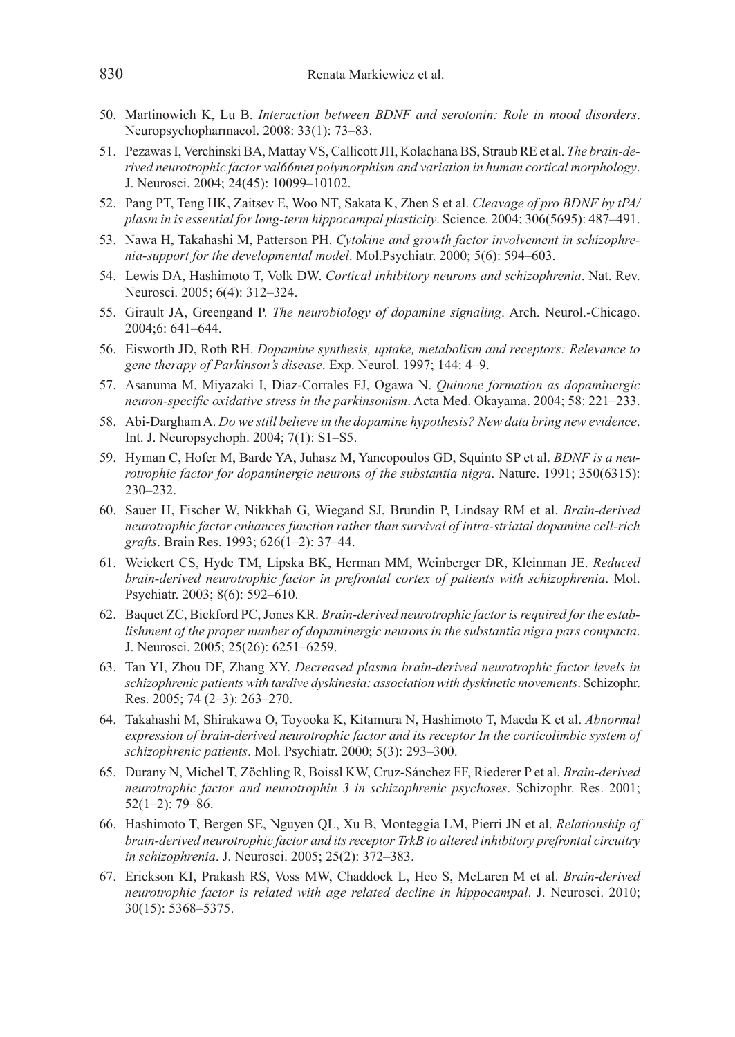50. Martinowich K, Lu B. *Interaction between BDNF and serotonin: Role in mood disorders*. Neuropsychopharmacol. 2008: 33(1): 73–83.
51. Pezawas I, Verchinski BA, Mattay VS, Callicott JH, Kolachana BS, Straub RE et al. *The brain-derived neurotrophic factor val66met polymorphism and variation in human cortical morphology*. J. Neurosci. 2004; 24(45): 10099–10102.
52. Pang PT, Teng HK, Zaitsev E, Woo NT, Sakata K, Zhen S et al. *Cleavage of pro BDNF by tPA/plasm in is essential for long-term hippocampal plasticity*. Science. 2004; 306(5695): 487–491.
53. Nawa H, Takahashi M, Patterson PH. *Cytokine and growth factor involvement in schizophrenia-support for the developmental model*. Mol.Psychiatr. 2000; 5(6): 594–603.
54. Lewis DA, Hashimoto T, Volk DW. *Cortical inhibitory neurons and schizophrenia*. Nat. Rev. Neurosci. 2005; 6(4): 312–324.
55. Girault JA, Greengand P. *The neurobiology of dopamine signaling*. Arch. Neurol.-Chicago. 2004;6: 641–644.
56. Eisworth JD, Roth RH. *Dopamine synthesis, uptake, metabolism and receptors: Relevance to gene therapy of Parkinson's disease*. Exp. Neurol. 1997; 144: 4–9.
57. Asanuma M, Miyazaki I, Diaz-Corrales FJ, Ogawa N. *Quinone formation as dopaminergic neuron-specific oxidative stress in the parkinsonism*. Acta Med. Okayama. 2004; 58: 221–233.
58. Abi-Dargham A. *Do we still believe in the dopamine hypothesis? New data bring new evidence*. Int. J. Neuropsychoph. 2004; 7(1): S1–S5.
59. Hyman C, Hofer M, Barde YA, Juhasz M, Yancopoulos GD, Squinto SP et al. *BDNF is a neurotrophic factor for dopaminergic neurons of the substantia nigra*. Nature. 1991; 350(6315): 230–232.
60. Sauer H, Fischer W, Nikkhah G, Wiegand SJ, Brundin P, Lindsay RM et al. *Brain-derived neurotrophic factor enhances function rather than survival of intra-striatal dopamine cell-rich grafts*. Brain Res. 1993; 626(1–2): 37–44.
61. Weickert CS, Hyde TM, Lipska BK, Herman MM, Weinberger DR, Kleinman JE. *Reduced brain-derived neurotrophic factor in prefrontal cortex of patients with schizophrenia*. Mol. Psychiatr. 2003; 8(6): 592–610.
62. Baquet ZC, Bickford PC, Jones KR. *Brain-derived neurotrophic factor is required for the establishment of the proper number of dopaminergic neurons in the substantia nigra pars compacta*. J. Neurosci. 2005; 25(26): 6251–6259.
63. Tan YI, Zhou DF, Zhang XY. *Decreased plasma brain-derived neurotrophic factor levels in schizophrenic patients with tardive dyskinesia: association with dyskinetic movements*. Schizophr. Res. 2005; 74 (2–3): 263–270.
64. Takahashi M, Shirakawa O, Toyooka K, Kitamura N, Hashimoto T, Maeda K et al. *Abnormal expression of brain-derived neurotrophic factor and its receptor In the corticolimbic system of schizophrenic patients*. Mol. Psychiatr. 2000; 5(3): 293–300.
65. Durany N, Michel T, Zöchling R, Boissl KW, Cruz-Sánchez FF, Riederer P et al. *Brain-derived neurotrophic factor and neurotrophin 3 in schizophrenic psychoses*. Schizophr. Res. 2001; 52(1–2): 79–86.
66. Hashimoto T, Bergen SE, Nguyen QL, Xu B, Monteggia LM, Pierri JN et al. *Relationship of brain-derived neurotrophic factor and its receptor TrkB to altered inhibitory prefrontal circuitry in schizophrenia*. J. Neurosci. 2005; 25(2): 372–383.
67. Erickson KI, Prakash RS, Voss MW, Chaddock L, Heo S, McLaren M et al. *Brain-derived neurotrophic factor is related with age related decline in hippocampal*. J. Neurosci. 2010; 30(15): 5368–5375.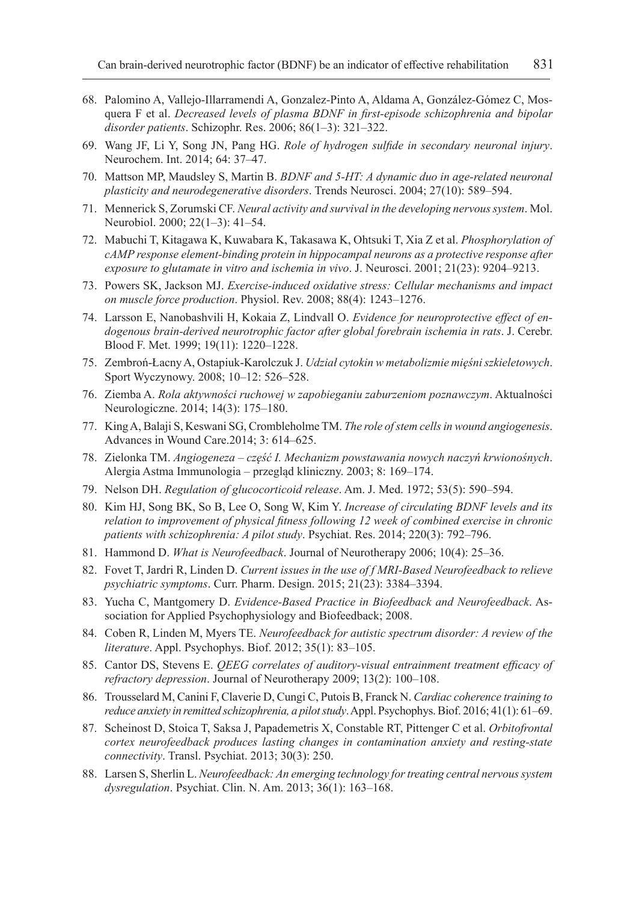68. Palomino A, Vallejo-Illarramendi A, Gonzalez-Pinto A, Aldama A, González-Gómez C, Mosquera F et al. *Decreased levels of plasma BDNF in first-episode schizophrenia and bipolar disorder patients*. Schizophr. Res. 2006; 86(1–3): 321–322.
69. Wang JF, Li Y, Song JN, Pang HG. *Role of hydrogen sulfide in secondary neuronal injury*. Neurochem. Int. 2014; 64: 37–47.
70. Mattson MP, Maudsley S, Martin B. *BDNF and 5-HT: A dynamic duo in age-related neuronal plasticity and neurodegenerative disorders*. Trends Neurosci. 2004; 27(10): 589–594.
71. Mennerick S, Zorumski CF. *Neural activity and survival in the developing nervous system*. Mol. Neurobiol. 2000; 22(1–3): 41–54.
72. Mabuchi T, Kitagawa K, Kuwabara K, Takasawa K, Ohtsuki T, Xia Z et al. *Phosphorylation of cAMP response element-binding protein in hippocampal neurons as a protective response after exposure to glutamate in vitro and ischemia in vivo*. J. Neurosci. 2001; 21(23): 9204–9213.
73. Powers SK, Jackson MJ. *Exercise-induced oxidative stress: Cellular mechanisms and impact on muscle force production*. Physiol. Rev. 2008; 88(4): 1243–1276.
74. Larsson E, Nanobashvili H, Kokaia Z, Lindvall O. *Evidence for neuroprotective effect of endogenous brain-derived neurotrophic factor after global forebrain ischemia in rats*. J. Cerebr. Blood F. Met. 1999; 19(11): 1220–1228.
75. Zembroń-Łacny A, Ostapiuk-Karolczuk J. *Udział cytokin w metabolizmie mięśni szkieletowych*. Sport Wyczynowy. 2008; 10–12: 526–528.
76. Ziemba A. *Rola aktywności ruchowej w zapobieganiu zaburzeniom poznawczym*. Aktualności Neurologiczne. 2014; 14(3): 175–180.
77. King A, Balaji S, Keswani SG, Crombleholme TM. *The role of stem cells in wound angiogenesis*. Advances in Wound Care.2014; 3: 614–625.
78. Zielonka TM. *Angiogeneza – część I. Mechanizm powstawania nowych naczyń krwionośnych*. Alergia Astma Immunologia – przegląd kliniczny. 2003; 8: 169–174.
79. Nelson DH. *Regulation of glucocorticoid release*. Am. J. Med. 1972; 53(5): 590–594.
80. Kim HJ, Song BK, So B, Lee O, Song W, Kim Y. *Increase of circulating BDNF levels and its relation to improvement of physical fitness following 12 week of combined exercise in chronic patients with schizophrenia: A pilot study*. Psychiat. Res. 2014; 220(3): 792–796.
81. Hammond D. *What is Neurofeedback*. Journal of Neurotherapy 2006; 10(4): 25–36.
82. Fovet T, Jardri R, Linden D. *Current issues in the use of f MRI-Based Neurofeedback to relieve psychiatric symptoms*. Curr. Pharm. Design. 2015; 21(23): 3384–3394.
83. Yucha C, Mantgomery D. *Evidence-Based Practice in Biofeedback and Neurofeedback*. Association for Applied Psychophysiology and Biofeedback; 2008.
84. Coben R, Linden M, Myers TE. *Neurofeedback for autistic spectrum disorder: A review of the literature*. Appl. Psychophys. Biof. 2012; 35(1): 83–105.
85. Cantor DS, Stevens E. *QEEG correlates of auditory-visual entrainment treatment efficacy of refractory depression*. Journal of Neurotherapy 2009; 13(2): 100–108.
86. Trousselard M, Canini F, Claverie D, Cungi C, Putois B, Franck N. *Cardiac coherence training to reduce anxiety in remitted schizophrenia, a pilot study*. Appl. Psychophys. Biof. 2016; 41(1): 61–69.
87. Scheinost D, Stoica T, Saksa J, Papademetris X, Constable RT, Pittenger C et al. *Orbitofrontal cortex neurofeedback produces lasting changes in contamination anxiety and resting-state connectivity*. Transl. Psychiat. 2013; 30(3): 250.
88. Larsen S, Sherlin L. *Neurofeedback: An emerging technology for treating central nervous system dysregulation*. Psychiat. Clin. N. Am. 2013; 36(1): 163–168.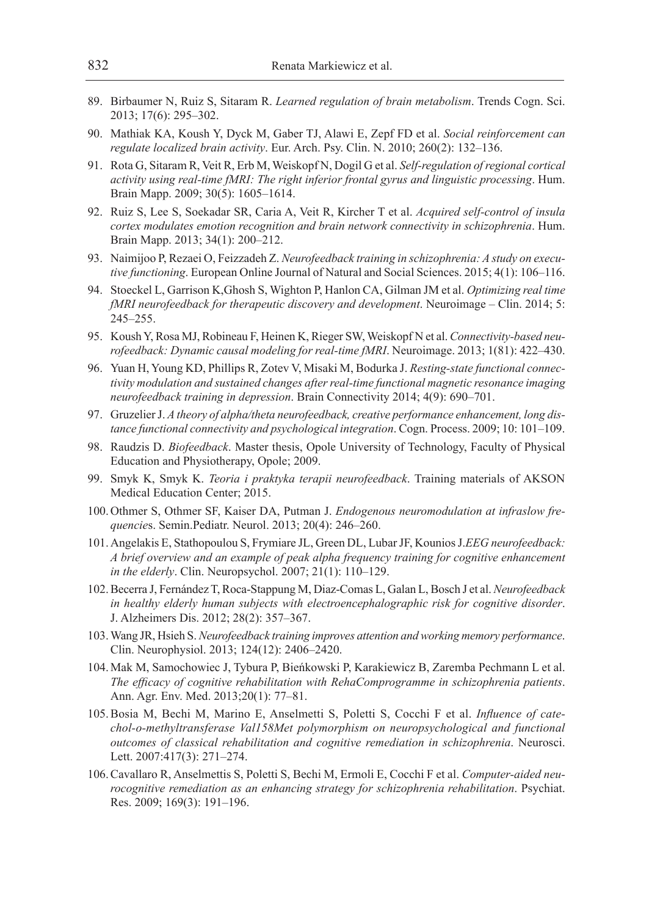89. Birbaumer N, Ruiz S, Sitaram R. *Learned regulation of brain metabolism*. Trends Cogn. Sci. 2013; 17(6): 295–302.
90. Mathiak KA, Koush Y, Dyck M, Gaber TJ, Alawi E, Zepf FD et al. *Social reinforcement can regulate localized brain activity*. Eur. Arch. Psy. Clin. N. 2010; 260(2): 132–136.
91. Rota G, Sitaram R, Veit R, Erb M, Weiskopf N, Dogil G et al. *Self-regulation of regional cortical activity using real-time fMRI: The right inferior frontal gyrus and linguistic processing*. Hum. Brain Mapp. 2009; 30(5): 1605–1614.
92. Ruiz S, Lee S, Soekadar SR, Caria A, Veit R, Kircher T et al. *Acquired self-control of insula cortex modulates emotion recognition and brain network connectivity in schizophrenia*. Hum. Brain Mapp. 2013; 34(1): 200–212.
93. Naimijoo P, Rezaei O, Feizzadeh Z. *Neurofeedback training in schizophrenia: A study on executive functioning*. European Online Journal of Natural and Social Sciences. 2015; 4(1): 106–116.
94. Stoeckel L, Garrison K,Ghosh S, Wighton P, Hanlon CA, Gilman JM et al. *Optimizing real time fMRI neurofeedback for therapeutic discovery and development*. Neuroimage – Clin. 2014; 5: 245–255.
95. Koush Y, Rosa MJ, Robineau F, Heinen K, Rieger SW, Weiskopf N et al. *Connectivity-based neurofeedback: Dynamic causal modeling for real-time fMRI*. Neuroimage. 2013; 1(81): 422–430.
96. Yuan H, Young KD, Phillips R, Zotev V, Misaki M, Bodurka J. *Resting-state functional connectivity modulation and sustained changes after real-time functional magnetic resonance imaging neurofeedback training in depression*. Brain Connectivity 2014; 4(9): 690–701.
97. Gruzelier J. *A theory of alpha/theta neurofeedback, creative performance enhancement, long distance functional connectivity and psychological integration*. Cogn. Process. 2009; 10: 101–109.
98. Raudzis D. *Biofeedback*. Master thesis, Opole University of Technology, Faculty of Physical Education and Physiotherapy, Opole; 2009.
99. Smyk K, Smyk K. *Teoria i praktyka terapii neurofeedback*. Training materials of AKSON Medical Education Center; 2015.
100. Othmer S, Othmer SF, Kaiser DA, Putman J. *Endogenous neuromodulation at infraslow frequencies*. Semin.Pediatr. Neurol. 2013; 20(4): 246–260.
101. Angelakis E, Stathopoulou S, Frymiare JL, Green DL, Lubar JF, Kounios J.*EEG neurofeedback: A brief overview and an example of peak alpha frequency training for cognitive enhancement in the elderly*. Clin. Neuropsychol. 2007; 21(1): 110–129.
102. Becerra J, Fernández T, Roca-Stappung M, Diaz-Comas L, Galan L, Bosch J et al. *Neurofeedback in healthy elderly human subjects with electroencephalographic risk for cognitive disorder*. J. Alzheimers Dis. 2012; 28(2): 357–367.
103. Wang JR, Hsieh S. *Neurofeedback training improves attention and working memory performance*. Clin. Neurophysiol. 2013; 124(12): 2406–2420.
104. Mak M, Samochowiec J, Tybura P, Bieńkowski P, Karakiewicz B, Zaremba Pechmann L et al. *The efficacy of cognitive rehabilitation with RehaComprogramme in schizophrenia patients*. Ann. Agr. Env. Med. 2013;20(1): 77–81.
105. Bosia M, Bechi M, Marino E, Anselmetti S, Poletti S, Cocchi F et al. *Influence of catechol-o-methyltransferase Val158Met polymorphism on neuropsychological and functional outcomes of classical rehabilitation and cognitive remediation in schizophrenia*. Neurosci. Lett. 2007:417(3): 271–274.
106. Cavallaro R, Anselmettis S, Poletti S, Bechi M, Ermoli E, Cocchi F et al. *Computer-aided neurocognitive remediation as an enhancing strategy for schizophrenia rehabilitation*. Psychiat. Res. 2009; 169(3): 191–196.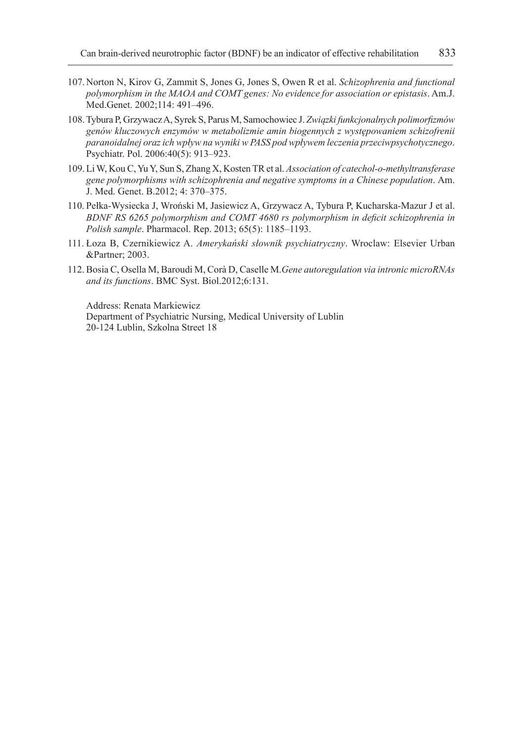107. Norton N, Kirov G, Zammit S, Jones G, Jones S, Owen R et al. *Schizophrenia and functional polymorphism in the MAOA and COMT genes: No evidence for association or epistasis*. Am.J. Med.Genet. 2002;114: 491–496.

108. Tybura P, Grzywacz A, Syrek S, Parus M, Samochowiec J. *Związki funkcjonalnych polimorfizmów genów kluczowych enzymów w metabolizmie amin biogennych z występowaniem schizofrenii paranoidalnej oraz ich wpływ na wyniki w PASS pod wpływem leczenia przeciwpsychotycznego*. Psychiatr. Pol. 2006:40(5): 913–923.

109. Li W, Kou C, Yu Y, Sun S, Zhang X, Kosten TR et al. *Association of catechol-o-methyltransferase gene polymorphisms with schizophrenia and negative symptoms in a Chinese population*. Am. J. Med. Genet. B.2012; 4: 370–375.

110. Pełka-Wysiecka J, Wroński M, Jasiewicz A, Grzywacz A, Tybura P, Kucharska-Mazur J et al. *BDNF RS 6265 polymorphism and COMT 4680 rs polymorphism in deficit schizophrenia in Polish sample*. Pharmacol. Rep. 2013; 65(5): 1185–1193.

111. Łoza B, Czernikiewicz A. *Amerykański słownik psychiatryczny*. Wroclaw: Elsevier Urban &Partner; 2003.

112. Bosia C, Osella M, Baroudi M, Corà D, Caselle M.*Gene autoregulation via intronic microRNAs and its functions*. BMC Syst. Biol.2012;6:131.

Address: Renata Markiewicz
Department of Psychiatric Nursing, Medical University of Lublin
20-124 Lublin, Szkolna Street 18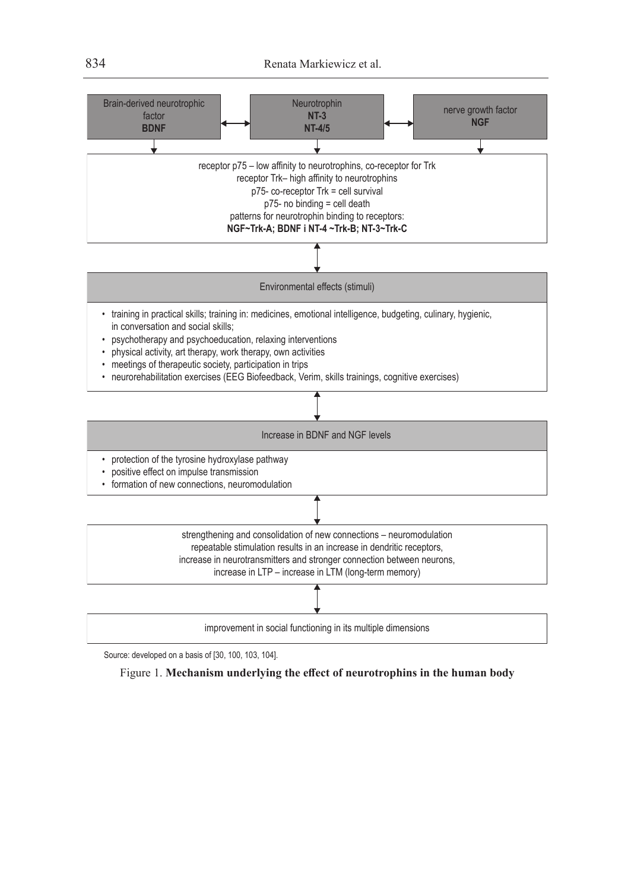Brain-derived neurotrophic factor
**BDNF**

Neurotrophin
**NT-3**
**NT-4/5**

nerve growth factor
**NGF**

receptor p75 – low affinity to neurotrophins, co-receptor for Trk
receptor Trk– high affinity to neurotrophins
p75- co-receptor Trk = cell survival
p75- no binding = cell death
patterns for neurotrophin binding to receptors:
**NGF~Trk-A; BDNF i NT-4 ~Trk-B; NT-3~Trk-C**

Environmental effects (stimuli)

- training in practical skills; training in: medicines, emotional intelligence, budgeting, culinary, hygienic, in conversation and social skills;
- psychotherapy and psychoeducation, relaxing interventions
- physical activity, art therapy, work therapy, own activities
- meetings of therapeutic society, participation in trips
- neurorehabilitation exercises (EEG Biofeedback, Verim, skills trainings, cognitive exercises)

Increase in BDNF and NGF levels

- protection of the tyrosine hydroxylase pathway
- positive effect on impulse transmission
- formation of new connections, neuromodulation

strengthening and consolidation of new connections – neuromodulation
repeatable stimulation results in an increase in dendritic receptors,
increase in neurotransmitters and stronger connection between neurons,
increase in LTP – increase in LTM (long-term memory)

improvement in social functioning in its multiple dimensions

Source: developed on a basis of [30, 100, 103, 104].

Figure 1. **Mechanism underlying the effect of neurotrophins in the human body**